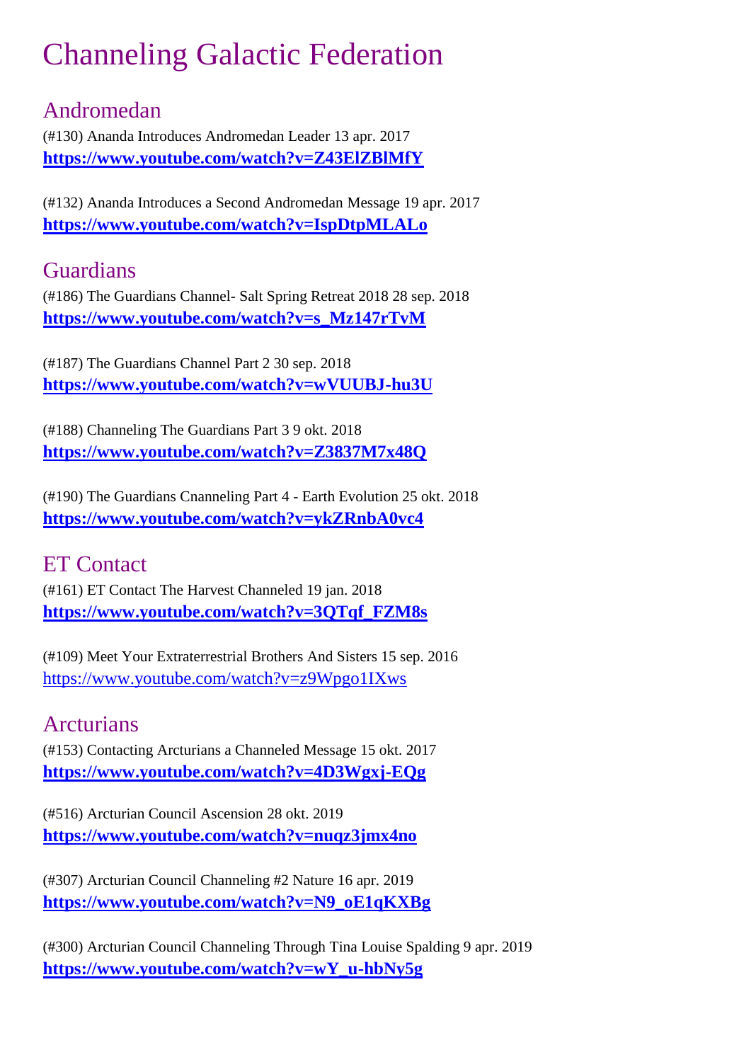# Channeling Galactic Federation

## Andromedan

(#130) Ananda Introduces Andromedan Leader 13 apr. 2017
**https://www.youtube.com/watch?v=Z43ElZBlMfY**

(#132) Ananda Introduces a Second Andromedan Message 19 apr. 2017
**https://www.youtube.com/watch?v=IspDtpMLALo**

## Guardians

(#186) The Guardians Channel- Salt Spring Retreat 2018 28 sep. 2018
**https://www.youtube.com/watch?v=s_Mz147rTvM**

(#187) The Guardians Channel Part 2 30 sep. 2018
**https://www.youtube.com/watch?v=wVUUBJ-hu3U**

(#188) Channeling The Guardians Part 3 9 okt. 2018
**https://www.youtube.com/watch?v=Z3837M7x48Q**

(#190) The Guardians Cnanneling Part 4 - Earth Evolution 25 okt. 2018
**https://www.youtube.com/watch?v=ykZRnbA0vc4**

## ET Contact

(#161) ET Contact The Harvest Channeled 19 jan. 2018
**https://www.youtube.com/watch?v=3QTqf_FZM8s**

(#109) Meet Your Extraterrestrial Brothers And Sisters 15 sep. 2016
https://www.youtube.com/watch?v=z9Wpgo1IXws

## Arcturians

(#153) Contacting Arcturians a Channeled Message 15 okt. 2017
**https://www.youtube.com/watch?v=4D3Wgxj-EQg**

(#516) Arcturian Council Ascension 28 okt. 2019
**https://www.youtube.com/watch?v=nuqz3jmx4no**

(#307) Arcturian Council Channeling #2 Nature 16 apr. 2019
**https://www.youtube.com/watch?v=N9_oE1qKXBg**

(#300) Arcturian Council Channeling Through Tina Louise Spalding 9 apr. 2019
**https://www.youtube.com/watch?v=wY_u-hbNy5g**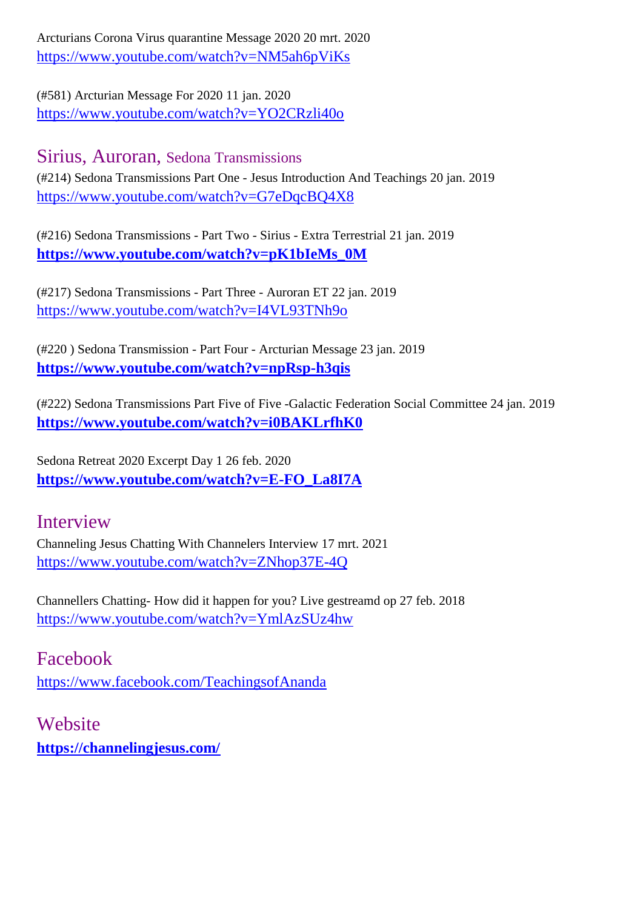Arcturians Corona Virus quarantine Message 2020 20 mrt. 2020
https://www.youtube.com/watch?v=NM5ah6pViKs

(#581) Arcturian Message For 2020 11 jan. 2020
https://www.youtube.com/watch?v=YO2CRzli40o

## Sirius, Auroran, Sedona Transmissions

(#214) Sedona Transmissions Part One - Jesus Introduction And Teachings 20 jan. 2019
https://www.youtube.com/watch?v=G7eDqcBQ4X8

(#216) Sedona Transmissions - Part Two - Sirius - Extra Terrestrial 21 jan. 2019
**https://www.youtube.com/watch?v=pK1bIeMs_0M**

(#217) Sedona Transmissions - Part Three - Auroran ET 22 jan. 2019
https://www.youtube.com/watch?v=I4VL93TNh9o

(#220 ) Sedona Transmission - Part Four - Arcturian Message 23 jan. 2019
**https://www.youtube.com/watch?v=npRsp-h3qis**

(#222) Sedona Transmissions Part Five of Five -Galactic Federation Social Committee 24 jan. 2019
**https://www.youtube.com/watch?v=i0BAKLrfhK0**

Sedona Retreat 2020 Excerpt Day 1 26 feb. 2020
**https://www.youtube.com/watch?v=E-FO_La8I7A**

## Interview

Channeling Jesus Chatting With Channelers Interview 17 mrt. 2021
https://www.youtube.com/watch?v=ZNhop37E-4Q

Channellers Chatting- How did it happen for you? Live gestreamd op 27 feb. 2018
https://www.youtube.com/watch?v=YmlAzSUz4hw

## Facebook

https://www.facebook.com/TeachingsofAnanda

## Website

**https://channelingjesus.com/**